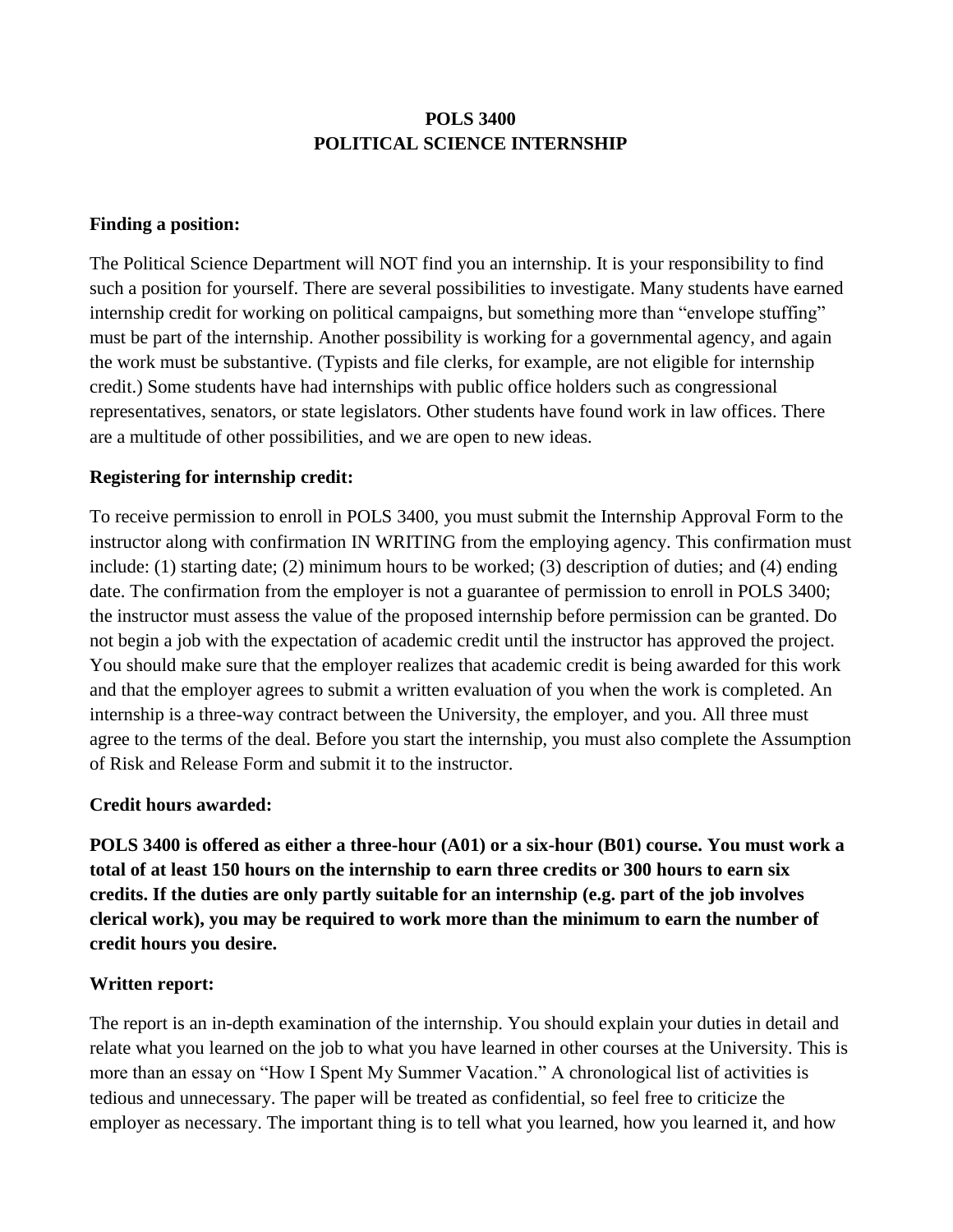# POLS 3400
# POLITICAL SCIENCE INTERNSHIP

**Finding a position:**

The Political Science Department will NOT find you an internship. It is your responsibility to find such a position for yourself. There are several possibilities to investigate. Many students have earned internship credit for working on political campaigns, but something more than "envelope stuffing" must be part of the internship. Another possibility is working for a governmental agency, and again the work must be substantive. (Typists and file clerks, for example, are not eligible for internship credit.) Some students have had internships with public office holders such as congressional representatives, senators, or state legislators. Other students have found work in law offices. There are a multitude of other possibilities, and we are open to new ideas.

**Registering for internship credit:**

To receive permission to enroll in POLS 3400, you must submit the Internship Approval Form to the instructor along with confirmation IN WRITING from the employing agency. This confirmation must include: (1) starting date; (2) minimum hours to be worked; (3) description of duties; and (4) ending date. The confirmation from the employer is not a guarantee of permission to enroll in POLS 3400; the instructor must assess the value of the proposed internship before permission can be granted. Do not begin a job with the expectation of academic credit until the instructor has approved the project. You should make sure that the employer realizes that academic credit is being awarded for this work and that the employer agrees to submit a written evaluation of you when the work is completed. An internship is a three-way contract between the University, the employer, and you. All three must agree to the terms of the deal. Before you start the internship, you must also complete the Assumption of Risk and Release Form and submit it to the instructor.

**Credit hours awarded:**

**POLS 3400 is offered as either a three-hour (A01) or a six-hour (B01) course. You must work a total of at least 150 hours on the internship to earn three credits or 300 hours to earn six credits. If the duties are only partly suitable for an internship (e.g. part of the job involves clerical work), you may be required to work more than the minimum to earn the number of credit hours you desire.**

**Written report:**

The report is an in-depth examination of the internship. You should explain your duties in detail and relate what you learned on the job to what you have learned in other courses at the University. This is more than an essay on "How I Spent My Summer Vacation." A chronological list of activities is tedious and unnecessary. The paper will be treated as confidential, so feel free to criticize the employer as necessary. The important thing is to tell what you learned, how you learned it, and how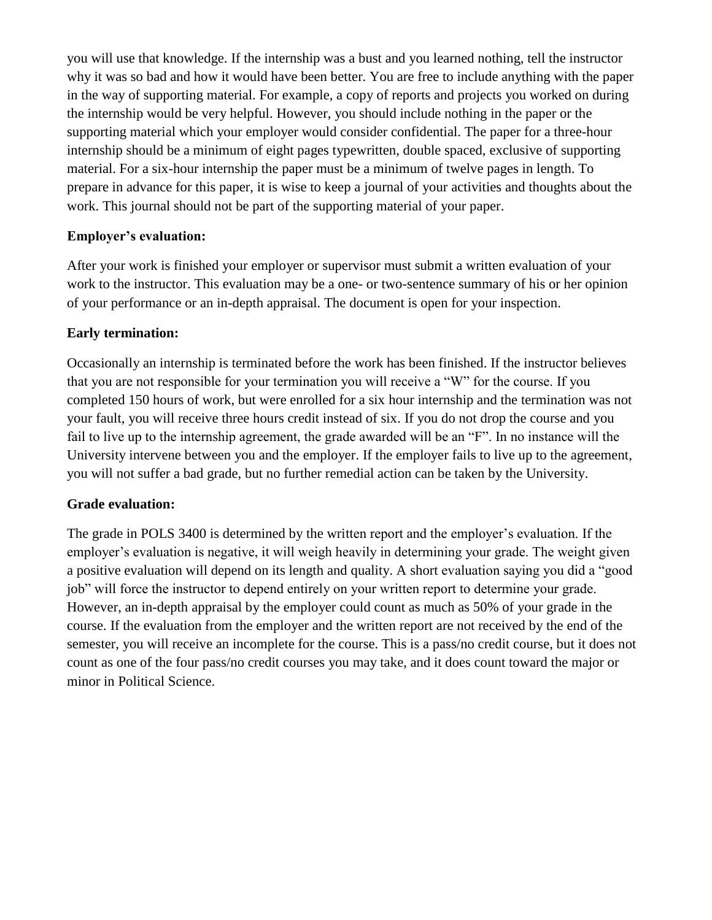you will use that knowledge. If the internship was a bust and you learned nothing, tell the instructor why it was so bad and how it would have been better. You are free to include anything with the paper in the way of supporting material. For example, a copy of reports and projects you worked on during the internship would be very helpful. However, you should include nothing in the paper or the supporting material which your employer would consider confidential. The paper for a three-hour internship should be a minimum of eight pages typewritten, double spaced, exclusive of supporting material. For a six-hour internship the paper must be a minimum of twelve pages in length. To prepare in advance for this paper, it is wise to keep a journal of your activities and thoughts about the work. This journal should not be part of the supporting material of your paper.

**Employer's evaluation:**

After your work is finished your employer or supervisor must submit a written evaluation of your work to the instructor. This evaluation may be a one- or two-sentence summary of his or her opinion of your performance or an in-depth appraisal. The document is open for your inspection.

**Early termination:**

Occasionally an internship is terminated before the work has been finished. If the instructor believes that you are not responsible for your termination you will receive a "W" for the course. If you completed 150 hours of work, but were enrolled for a six hour internship and the termination was not your fault, you will receive three hours credit instead of six. If you do not drop the course and you fail to live up to the internship agreement, the grade awarded will be an "F". In no instance will the University intervene between you and the employer. If the employer fails to live up to the agreement, you will not suffer a bad grade, but no further remedial action can be taken by the University.

**Grade evaluation:**

The grade in POLS 3400 is determined by the written report and the employer's evaluation. If the employer's evaluation is negative, it will weigh heavily in determining your grade. The weight given a positive evaluation will depend on its length and quality. A short evaluation saying you did a "good job" will force the instructor to depend entirely on your written report to determine your grade. However, an in-depth appraisal by the employer could count as much as 50% of your grade in the course. If the evaluation from the employer and the written report are not received by the end of the semester, you will receive an incomplete for the course. This is a pass/no credit course, but it does not count as one of the four pass/no credit courses you may take, and it does count toward the major or minor in Political Science.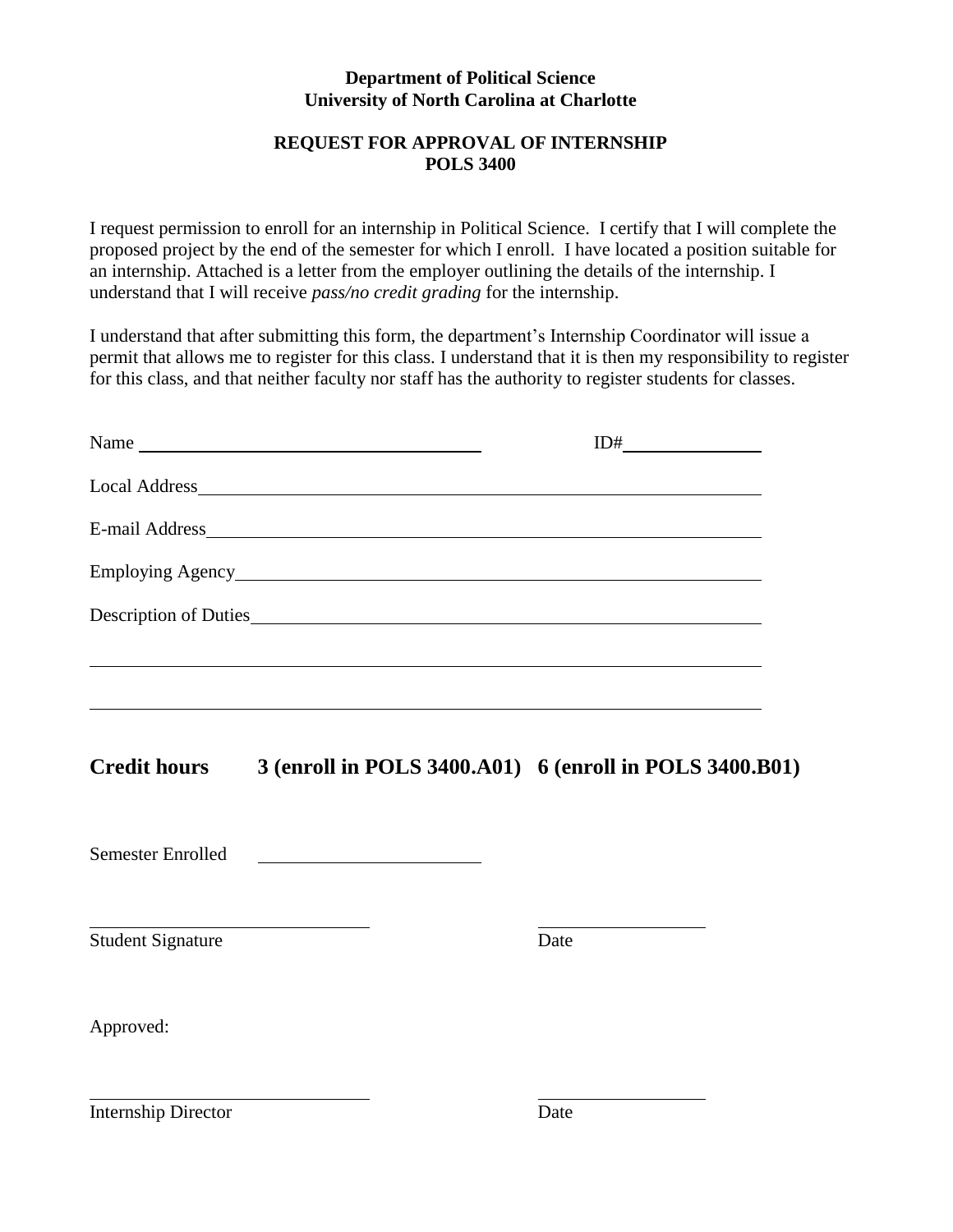**Department of Political Science**
**University of North Carolina at Charlotte**

**REQUEST FOR APPROVAL OF INTERNSHIP**
**POLS 3400**

I request permission to enroll for an internship in Political Science. I certify that I will complete the proposed project by the end of the semester for which I enroll. I have located a position suitable for an internship. Attached is a letter from the employer outlining the details of the internship. I understand that I will receive *pass/no credit grading* for the internship.

I understand that after submitting this form, the department's Internship Coordinator will issue a permit that allows me to register for this class. I understand that it is then my responsibility to register for this class, and that neither faculty nor staff has the authority to register students for classes.

Name ______________________________ ID# ______________

Local Address ______________________________________________

E-mail Address ______________________________________________

Employing Agency ___________________________________________

Description of Duties _________________________________________

____________________________________________________________

____________________________________________________________

**Credit hours 3 (enroll in POLS 3400.A01) 6 (enroll in POLS 3400.B01)**

Semester Enrolled ____________________

______________________________ ________________
Student Signature Date

Approved:

______________________________ ________________
Internship Director Date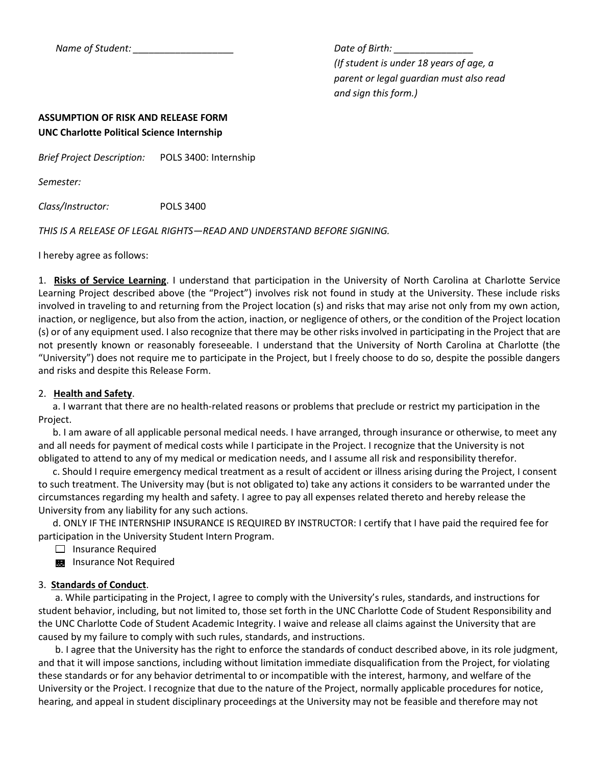*Name of Student: ___________________*

*Date of Birth: _______________*
*(If student is under 18 years of age, a parent or legal guardian must also read and sign this form.)*

**ASSUMPTION OF RISK AND RELEASE FORM**
**UNC Charlotte Political Science Internship**

*Brief Project Description:* POLS 3400: Internship

*Semester:*

*Class/Instructor:* POLS 3400

*THIS IS A RELEASE OF LEGAL RIGHTS—READ AND UNDERSTAND BEFORE SIGNING.*

I hereby agree as follows:

1. **Risks of Service Learning**. I understand that participation in the University of North Carolina at Charlotte Service Learning Project described above (the "Project") involves risk not found in study at the University. These include risks involved in traveling to and returning from the Project location (s) and risks that may arise not only from my own action, inaction, or negligence, but also from the action, inaction, or negligence of others, or the condition of the Project location (s) or of any equipment used. I also recognize that there may be other risks involved in participating in the Project that are not presently known or reasonably foreseeable. I understand that the University of North Carolina at Charlotte (the "University") does not require me to participate in the Project, but I freely choose to do so, despite the possible dangers and risks and despite this Release Form.

2. **Health and Safety**.

a. I warrant that there are no health-related reasons or problems that preclude or restrict my participation in the Project.

b. I am aware of all applicable personal medical needs. I have arranged, through insurance or otherwise, to meet any and all needs for payment of medical costs while I participate in the Project. I recognize that the University is not obligated to attend to any of my medical or medication needs, and I assume all risk and responsibility therefor.

c. Should I require emergency medical treatment as a result of accident or illness arising during the Project, I consent to such treatment. The University may (but is not obligated to) take any actions it considers to be warranted under the circumstances regarding my health and safety. I agree to pay all expenses related thereto and hereby release the University from any liability for any such actions.

d. ONLY IF THE INTERNSHIP INSURANCE IS REQUIRED BY INSTRUCTOR: I certify that I have paid the required fee for participation in the University Student Intern Program.

- ☐ Insurance Required
- ☒ Insurance Not Required

3. **Standards of Conduct**.

a. While participating in the Project, I agree to comply with the University's rules, standards, and instructions for student behavior, including, but not limited to, those set forth in the UNC Charlotte Code of Student Responsibility and the UNC Charlotte Code of Student Academic Integrity. I waive and release all claims against the University that are caused by my failure to comply with such rules, standards, and instructions.

b. I agree that the University has the right to enforce the standards of conduct described above, in its role judgment, and that it will impose sanctions, including without limitation immediate disqualification from the Project, for violating these standards or for any behavior detrimental to or incompatible with the interest, harmony, and welfare of the University or the Project. I recognize that due to the nature of the Project, normally applicable procedures for notice, hearing, and appeal in student disciplinary proceedings at the University may not be feasible and therefore may not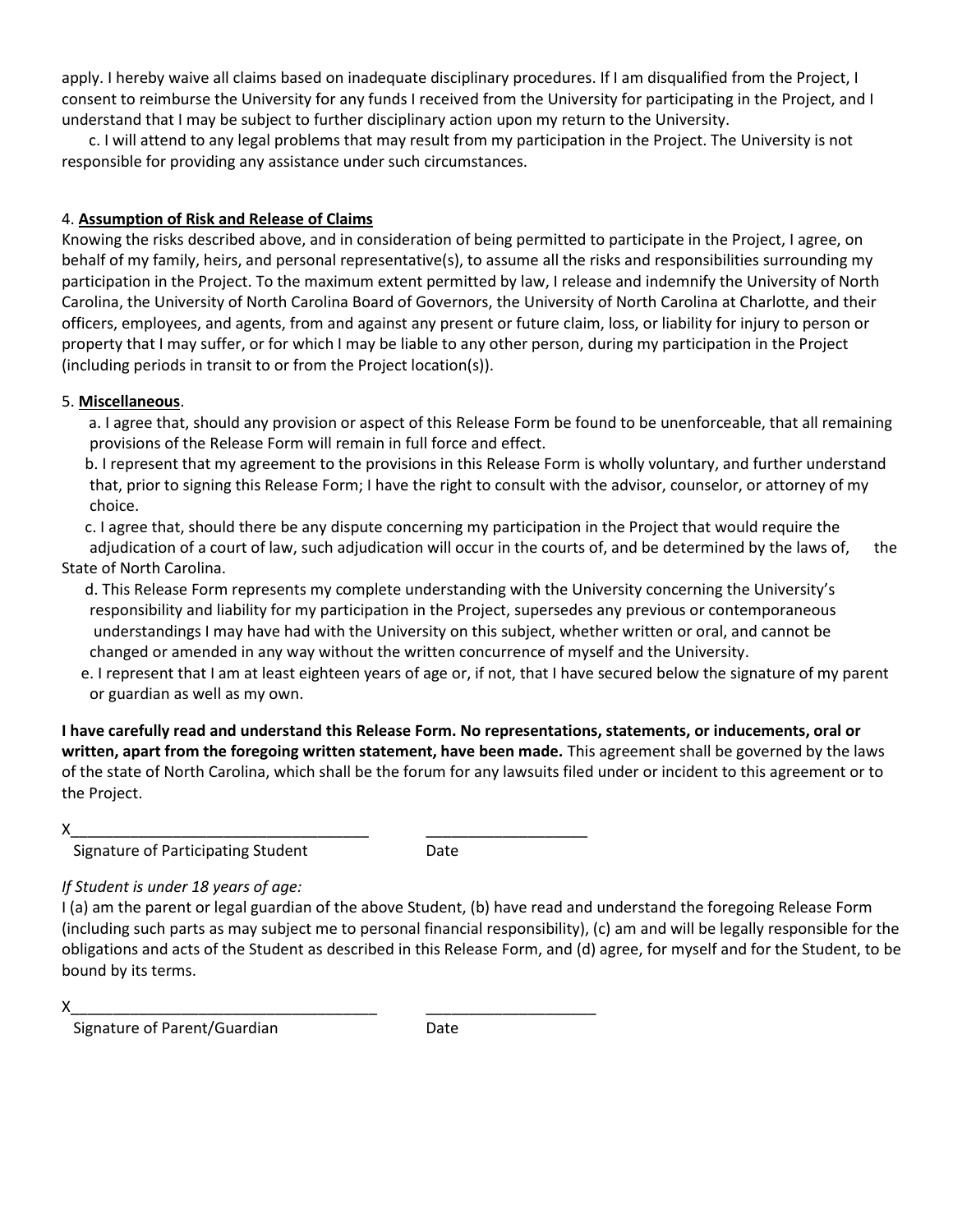apply. I hereby waive all claims based on inadequate disciplinary procedures. If I am disqualified from the Project, I consent to reimburse the University for any funds I received from the University for participating in the Project, and I understand that I may be subject to further disciplinary action upon my return to the University.

c. I will attend to any legal problems that may result from my participation in the Project. The University is not responsible for providing any assistance under such circumstances.

4. **Assumption of Risk and Release of Claims**

Knowing the risks described above, and in consideration of being permitted to participate in the Project, I agree, on behalf of my family, heirs, and personal representative(s), to assume all the risks and responsibilities surrounding my participation in the Project. To the maximum extent permitted by law, I release and indemnify the University of North Carolina, the University of North Carolina Board of Governors, the University of North Carolina at Charlotte, and their officers, employees, and agents, from and against any present or future claim, loss, or liability for injury to person or property that I may suffer, or for which I may be liable to any other person, during my participation in the Project (including periods in transit to or from the Project location(s)).

5. **Miscellaneous**.

a. I agree that, should any provision or aspect of this Release Form be found to be unenforceable, that all remaining provisions of the Release Form will remain in full force and effect.

b. I represent that my agreement to the provisions in this Release Form is wholly voluntary, and further understand that, prior to signing this Release Form; I have the right to consult with the advisor, counselor, or attorney of my choice.

c. I agree that, should there be any dispute concerning my participation in the Project that would require the adjudication of a court of law, such adjudication will occur in the courts of, and be determined by the laws of, the State of North Carolina.

d. This Release Form represents my complete understanding with the University concerning the University's responsibility and liability for my participation in the Project, supersedes any previous or contemporaneous understandings I may have had with the University on this subject, whether written or oral, and cannot be changed or amended in any way without the written concurrence of myself and the University.

e. I represent that I am at least eighteen years of age or, if not, that I have secured below the signature of my parent or guardian as well as my own.

**I have carefully read and understand this Release Form. No representations, statements, or inducements, oral or written, apart from the foregoing written statement, have been made.** This agreement shall be governed by the laws of the state of North Carolina, which shall be the forum for any lawsuits filed under or incident to this agreement or to the Project.

X___________________________________ ___________________

Signature of Participating Student Date

*If Student is under 18 years of age:*

I (a) am the parent or legal guardian of the above Student, (b) have read and understand the foregoing Release Form (including such parts as may subject me to personal financial responsibility), (c) am and will be legally responsible for the obligations and acts of the Student as described in this Release Form, and (d) agree, for myself and for the Student, to be bound by its terms.

X____________________________________ ____________________

Signature of Parent/Guardian Date